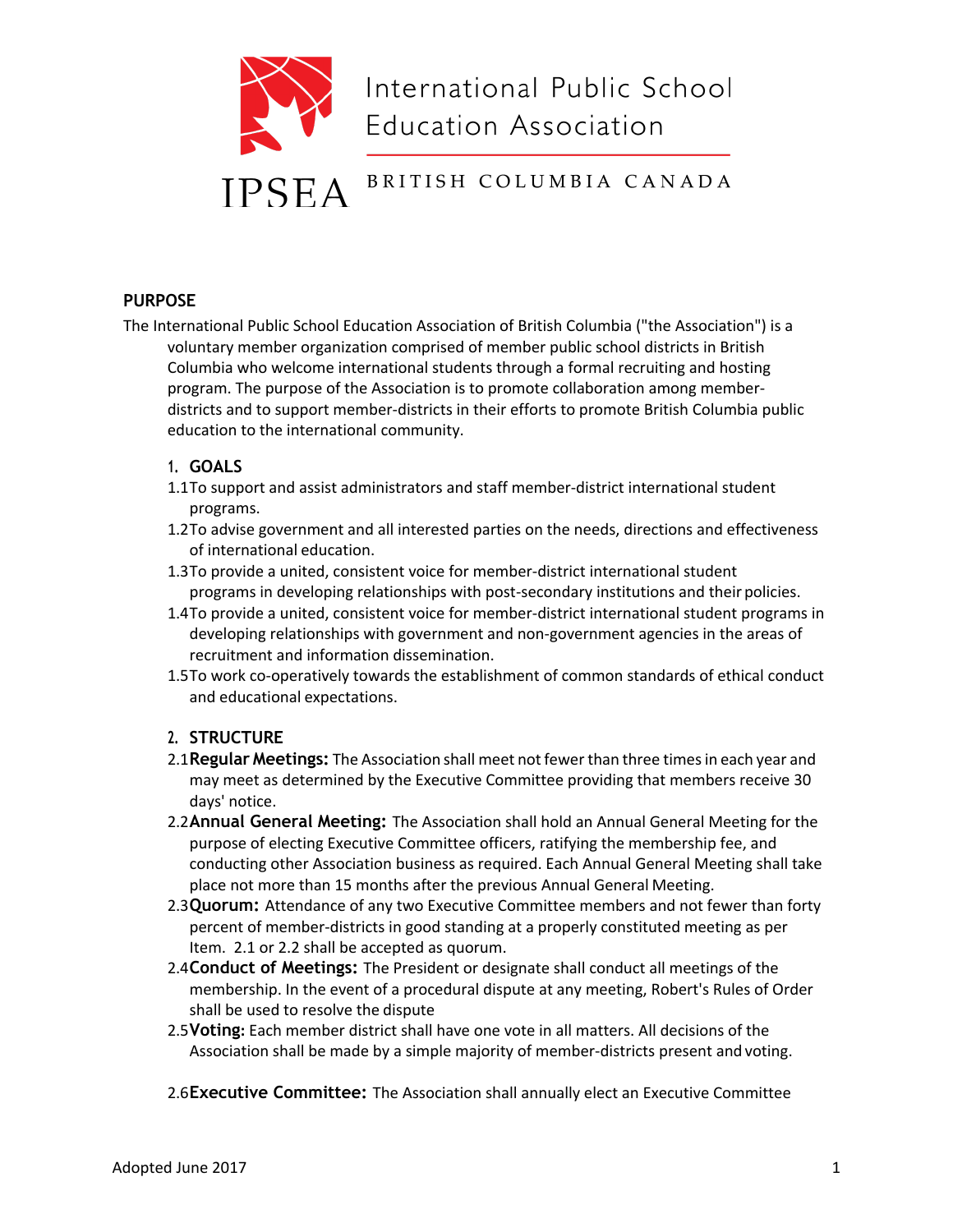International Public School Education Association

IPSEA BRITISH COLUMBIA CANADA

## PURPOSE

The International Public School Education Association of British Columbia ("the Association") is a voluntary member organization comprised of member public school districts in British Columbia who welcome international students through a formal recruiting and hosting program. The purpose of the Association is to promote collaboration among member-districts and to support member-districts in their efforts to promote British Columbia public education to the international community.

### 1. GOALS

1.1 To support and assist administrators and staff member-district international student programs.

1.2 To advise government and all interested parties on the needs, directions and effectiveness of international education.

1.3 To provide a united, consistent voice for member-district international student programs in developing relationships with post-secondary institutions and their policies.

1.4 To provide a united, consistent voice for member-district international student programs in developing relationships with government and non-government agencies in the areas of recruitment and information dissemination.

1.5 To work co-operatively towards the establishment of common standards of ethical conduct and educational expectations.

### 2. STRUCTURE

2.1 **Regular Meetings:** The Association shall meet not fewer than three times in each year and may meet as determined by the Executive Committee providing that members receive 30 days' notice.

2.2 **Annual General Meeting:** The Association shall hold an Annual General Meeting for the purpose of electing Executive Committee officers, ratifying the membership fee, and conducting other Association business as required. Each Annual General Meeting shall take place not more than 15 months after the previous Annual General Meeting.

2.3 **Quorum:** Attendance of any two Executive Committee members and not fewer than forty percent of member-districts in good standing at a properly constituted meeting as per Item. 2.1 or 2.2 shall be accepted as quorum.

2.4 **Conduct of Meetings:** The President or designate shall conduct all meetings of the membership. In the event of a procedural dispute at any meeting, Robert's Rules of Order shall be used to resolve the dispute

2.5 **Voting:** Each member district shall have one vote in all matters. All decisions of the Association shall be made by a simple majority of member-districts present and voting.

2.6 **Executive Committee:** The Association shall annually elect an Executive Committee

Adopted June 2017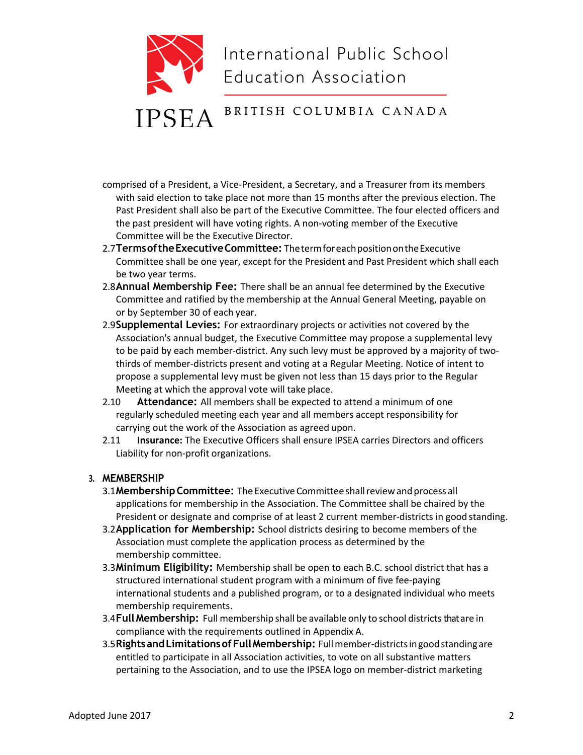comprised of a President, a Vice-President, a Secretary, and a Treasurer from its members with said election to take place not more than 15 months after the previous election. The Past President shall also be part of the Executive Committee. The four elected officers and the past president will have voting rights. A non-voting member of the Executive Committee will be the Executive Director.

2.7 **Terms of the Executive Committee:** The term for each position on the Executive Committee shall be one year, except for the President and Past President which shall each be two year terms.

2.8 **Annual Membership Fee:** There shall be an annual fee determined by the Executive Committee and ratified by the membership at the Annual General Meeting, payable on or by September 30 of each year.

2.9 **Supplemental Levies:** For extraordinary projects or activities not covered by the Association's annual budget, the Executive Committee may propose a supplemental levy to be paid by each member-district. Any such levy must be approved by a majority of two-thirds of member-districts present and voting at a Regular Meeting. Notice of intent to propose a supplemental levy must be given not less than 15 days prior to the Regular Meeting at which the approval vote will take place.

2.10 **Attendance:** All members shall be expected to attend a minimum of one regularly scheduled meeting each year and all members accept responsibility for carrying out the work of the Association as agreed upon.

2.11 **Insurance:** The Executive Officers shall ensure IPSEA carries Directors and officers Liability for non-profit organizations.

## 3. MEMBERSHIP

3.1 **Membership Committee:** The Executive Committee shall review and process all applications for membership in the Association. The Committee shall be chaired by the President or designate and comprise of at least 2 current member-districts in good standing.

3.2 **Application for Membership:** School districts desiring to become members of the Association must complete the application process as determined by the membership committee.

3.3 **Minimum Eligibility:** Membership shall be open to each B.C. school district that has a structured international student program with a minimum of five fee-paying international students and a published program, or to a designated individual who meets membership requirements.

3.4 **Full Membership:** Full membership shall be available only to school districts that are in compliance with the requirements outlined in Appendix A.

3.5 **Rights and Limitations of Full Membership:** Full member-districts in good standing are entitled to participate in all Association activities, to vote on all substantive matters pertaining to the Association, and to use the IPSEA logo on member-district marketing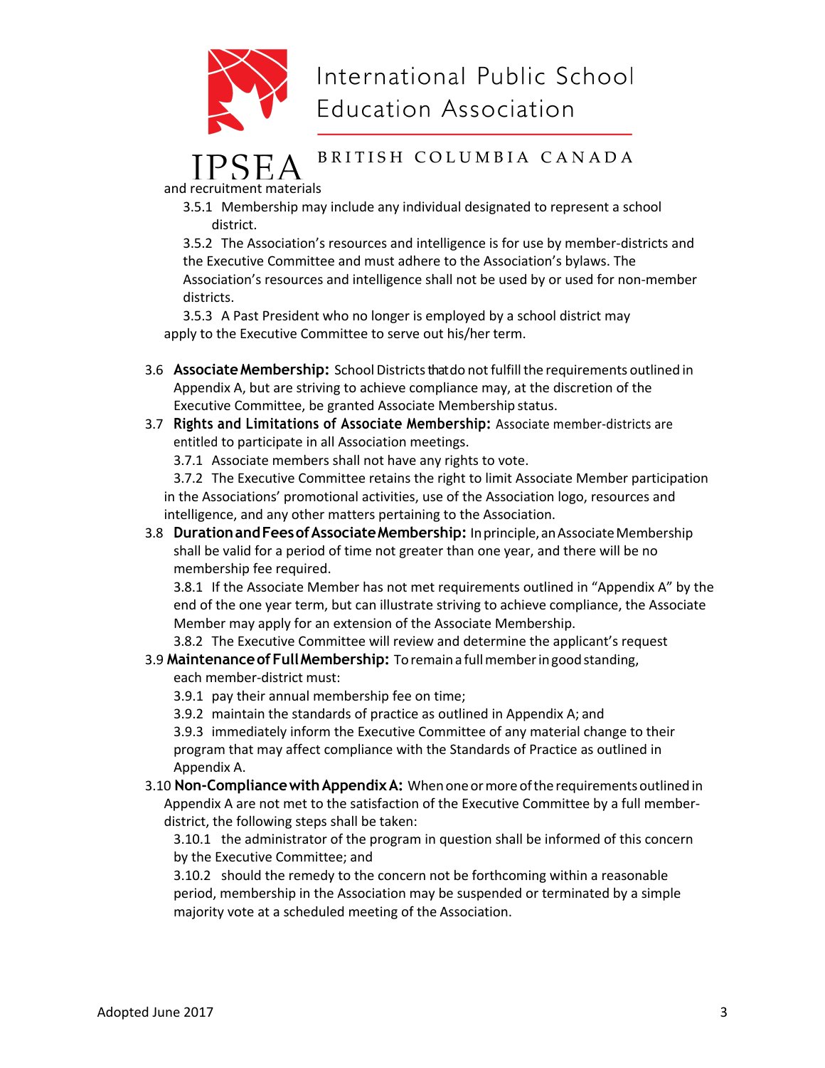and recruitment materials

3.5.1 Membership may include any individual designated to represent a school district.

3.5.2 The Association's resources and intelligence is for use by member-districts and the Executive Committee and must adhere to the Association's bylaws. The Association's resources and intelligence shall not be used by or used for non-member districts.

3.5.3 A Past President who no longer is employed by a school district may apply to the Executive Committee to serve out his/her term.

3.6 **Associate Membership:** School Districts that do not fulfill the requirements outlined in Appendix A, but are striving to achieve compliance may, at the discretion of the Executive Committee, be granted Associate Membership status.

3.7 **Rights and Limitations of Associate Membership:** Associate member-districts are entitled to participate in all Association meetings.

3.7.1 Associate members shall not have any rights to vote.

3.7.2 The Executive Committee retains the right to limit Associate Member participation in the Associations' promotional activities, use of the Association logo, resources and intelligence, and any other matters pertaining to the Association.

3.8 **Duration and Fees of Associate Membership:** In principle, an Associate Membership shall be valid for a period of time not greater than one year, and there will be no membership fee required.

3.8.1 If the Associate Member has not met requirements outlined in "Appendix A" by the end of the one year term, but can illustrate striving to achieve compliance, the Associate Member may apply for an extension of the Associate Membership.

3.8.2 The Executive Committee will review and determine the applicant's request

3.9 **Maintenance of Full Membership:** To remain a full member in good standing, each member-district must:

3.9.1 pay their annual membership fee on time;

3.9.2 maintain the standards of practice as outlined in Appendix A; and

3.9.3 immediately inform the Executive Committee of any material change to their program that may affect compliance with the Standards of Practice as outlined in Appendix A.

3.10 **Non-Compliance with Appendix A:** When one or more of the requirements outlined in Appendix A are not met to the satisfaction of the Executive Committee by a full member-district, the following steps shall be taken:

3.10.1 the administrator of the program in question shall be informed of this concern by the Executive Committee; and

3.10.2 should the remedy to the concern not be forthcoming within a reasonable period, membership in the Association may be suspended or terminated by a simple majority vote at a scheduled meeting of the Association.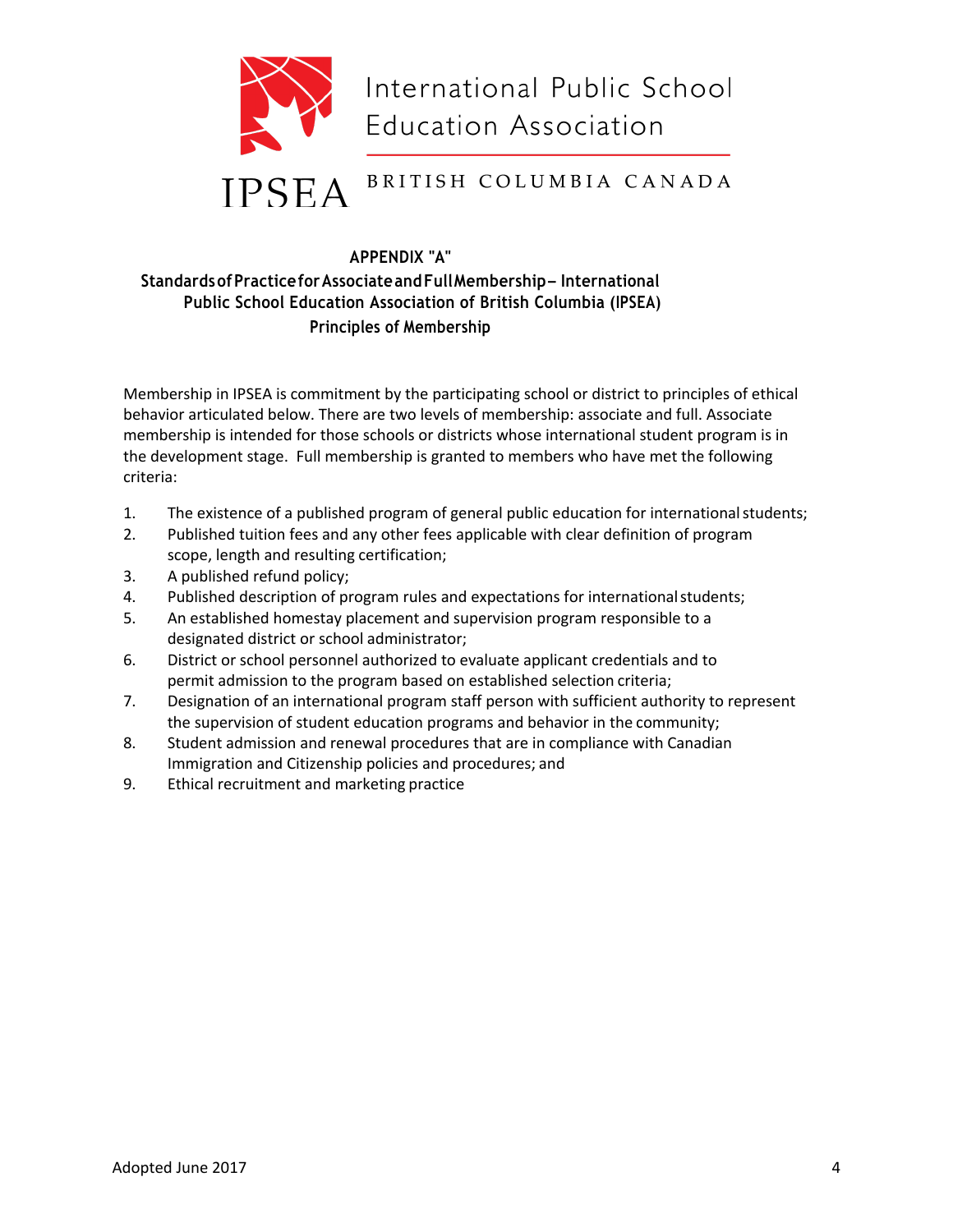International Public School Education Association

IPSEA BRITISH COLUMBIA CANADA

## APPENDIX "A"

## Standards of Practice for Associate and Full Membership – International Public School Education Association of British Columbia (IPSEA)

## Principles of Membership

Membership in IPSEA is commitment by the participating school or district to principles of ethical behavior articulated below. There are two levels of membership: associate and full. Associate membership is intended for those schools or districts whose international student program is in the development stage. Full membership is granted to members who have met the following criteria:

1. The existence of a published program of general public education for international students;
2. Published tuition fees and any other fees applicable with clear definition of program scope, length and resulting certification;
3. A published refund policy;
4. Published description of program rules and expectations for international students;
5. An established homestay placement and supervision program responsible to a designated district or school administrator;
6. District or school personnel authorized to evaluate applicant credentials and to permit admission to the program based on established selection criteria;
7. Designation of an international program staff person with sufficient authority to represent the supervision of student education programs and behavior in the community;
8. Student admission and renewal procedures that are in compliance with Canadian Immigration and Citizenship policies and procedures; and
9. Ethical recruitment and marketing practice

Adopted June 2017